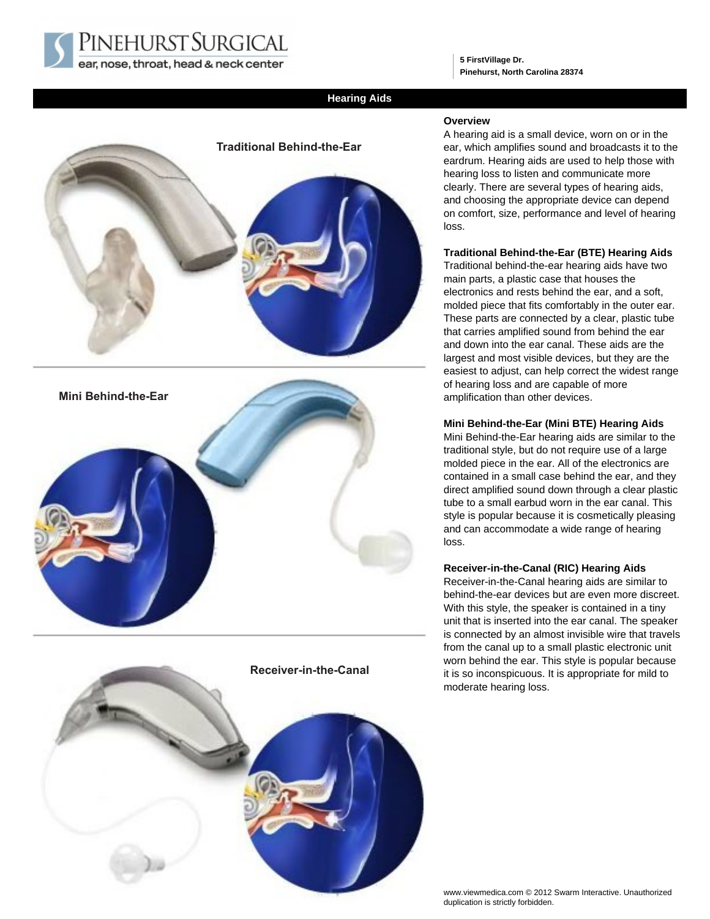# Pinehurst Surgical

ear, nose, throat, head & neck center

5 FirstVillage Dr.
Pinehurst, North Carolina 28374

## Hearing Aids

Traditional Behind-the-Ear

Mini Behind-the-Ear

Receiver-in-the-Canal

### Overview

A hearing aid is a small device, worn on or in the ear, which amplifies sound and broadcasts it to the eardrum. Hearing aids are used to help those with hearing loss to listen and communicate more clearly. There are several types of hearing aids, and choosing the appropriate device can depend on comfort, size, performance and level of hearing loss.

### Traditional Behind-the-Ear (BTE) Hearing Aids

Traditional behind-the-ear hearing aids have two main parts, a plastic case that houses the electronics and rests behind the ear, and a soft, molded piece that fits comfortably in the outer ear. These parts are connected by a clear, plastic tube that carries amplified sound from behind the ear and down into the ear canal. These aids are the largest and most visible devices, but they are the easiest to adjust, can help correct the widest range of hearing loss and are capable of more amplification than other devices.

### Mini Behind-the-Ear (Mini BTE) Hearing Aids

Mini Behind-the-Ear hearing aids are similar to the traditional style, but do not require use of a large molded piece in the ear. All of the electronics are contained in a small case behind the ear, and they direct amplified sound down through a clear plastic tube to a small earbud worn in the ear canal. This style is popular because it is cosmetically pleasing and can accommodate a wide range of hearing loss.

### Receiver-in-the-Canal (RIC) Hearing Aids

Receiver-in-the-Canal hearing aids are similar to behind-the-ear devices but are even more discreet. With this style, the speaker is contained in a tiny unit that is inserted into the ear canal. The speaker is connected by an almost invisible wire that travels from the canal up to a small plastic electronic unit worn behind the ear. This style is popular because it is so inconspicuous. It is appropriate for mild to moderate hearing loss.

www.viewmedica.com © 2012 Swarm Interactive. Unauthorized duplication is strictly forbidden.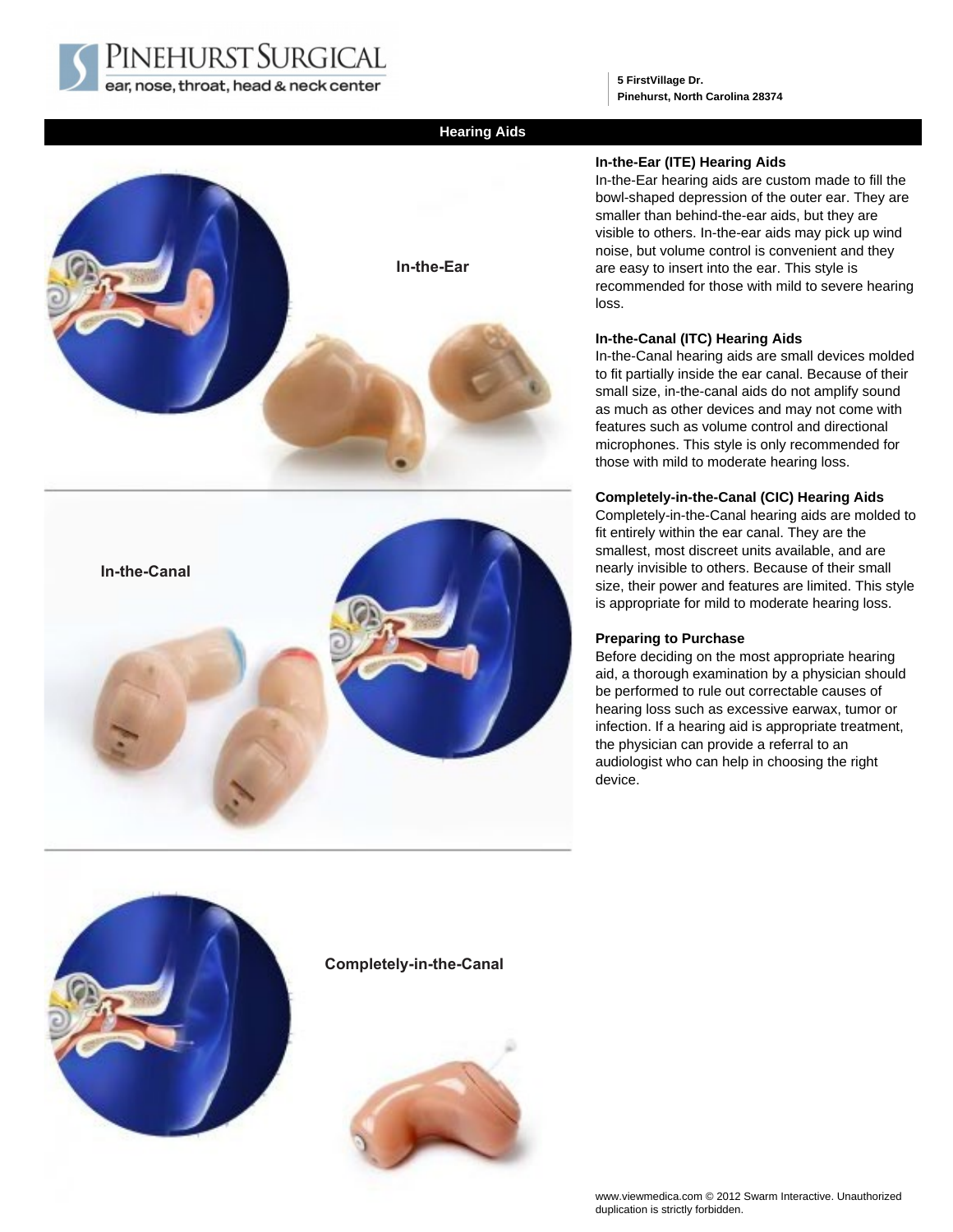## Hearing Aids

In-the-Ear

In-the-Canal

Completely-in-the-Canal

### In-the-Ear (ITE) Hearing Aids

In-the-Ear hearing aids are custom made to fill the bowl-shaped depression of the outer ear. They are smaller than behind-the-ear aids, but they are visible to others. In-the-ear aids may pick up wind noise, but volume control is convenient and they are easy to insert into the ear. This style is recommended for those with mild to severe hearing loss.

### In-the-Canal (ITC) Hearing Aids

In-the-Canal hearing aids are small devices molded to fit partially inside the ear canal. Because of their small size, in-the-canal aids do not amplify sound as much as other devices and may not come with features such as volume control and directional microphones. This style is only recommended for those with mild to moderate hearing loss.

### Completely-in-the-Canal (CIC) Hearing Aids

Completely-in-the-Canal hearing aids are molded to fit entirely within the ear canal. They are the smallest, most discreet units available, and are nearly invisible to others. Because of their small size, their power and features are limited. This style is appropriate for mild to moderate hearing loss.

### Preparing to Purchase

Before deciding on the most appropriate hearing aid, a thorough examination by a physician should be performed to rule out correctable causes of hearing loss such as excessive earwax, tumor or infection. If a hearing aid is appropriate treatment, the physician can provide a referral to an audiologist who can help in choosing the right device.

www.viewmedica.com © 2012 Swarm Interactive. Unauthorized duplication is strictly forbidden.